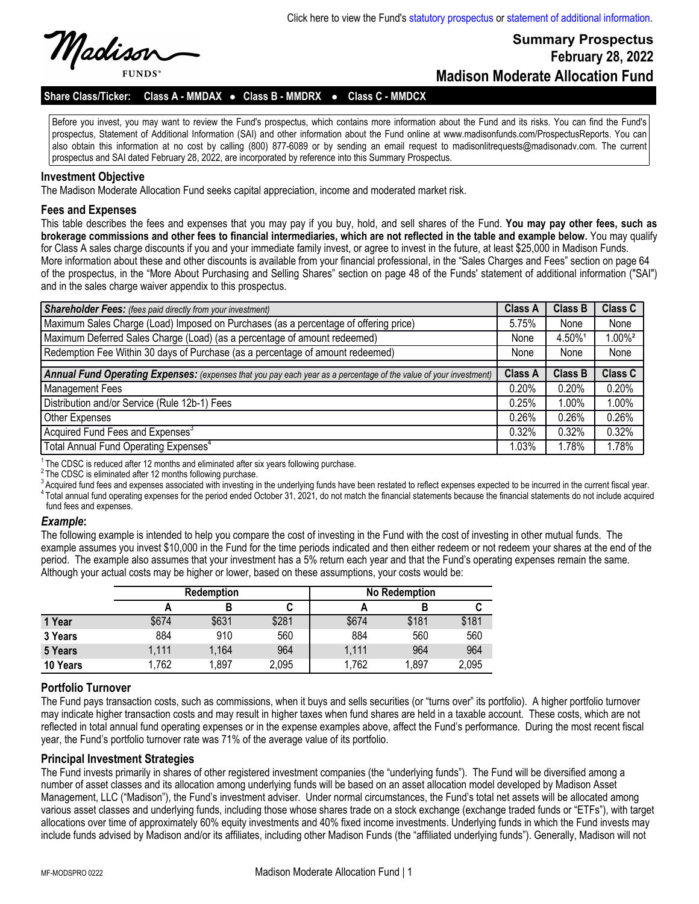Click here to view the Fund's statutory prospectus or statement of additional information.

Madison FUNDS®

# Summary Prospectus
**February 28, 2022**
# Madison Moderate Allocation Fund

**Share Class/Ticker: Class A - MMDAX ● Class B - MMDRX ● Class C - MMDCX**

Before you invest, you may want to review the Fund's prospectus, which contains more information about the Fund and its risks. You can find the Fund's prospectus, Statement of Additional Information (SAI) and other information about the Fund online at www.madisonfunds.com/ProspectusReports. You can also obtain this information at no cost by calling (800) 877-6089 or by sending an email request to madisonlitrequests@madisonadv.com. The current prospectus and SAI dated February 28, 2022, are incorporated by reference into this Summary Prospectus.

## Investment Objective

The Madison Moderate Allocation Fund seeks capital appreciation, income and moderated market risk.

## Fees and Expenses

This table describes the fees and expenses that you may pay if you buy, hold, and sell shares of the Fund. **You may pay other fees, such as brokerage commissions and other fees to financial intermediaries, which are not reflected in the table and example below.** You may qualify for Class A sales charge discounts if you and your immediate family invest, or agree to invest in the future, at least $25,000 in Madison Funds. More information about these and other discounts is available from your financial professional, in the "Sales Charges and Fees" section on page 64 of the prospectus, in the "More About Purchasing and Selling Shares" section on page 48 of the Funds' statement of additional information ("SAI") and in the sales charge waiver appendix to this prospectus.

| ***Shareholder Fees:*** *(fees paid directly from your investment)* | Class A | Class B | Class C |
|---|---|---|---|
| Maximum Sales Charge (Load) Imposed on Purchases (as a percentage of offering price) | 5.75% | None | None |
| Maximum Deferred Sales Charge (Load) (as a percentage of amount redeemed) | None | 4.50%[1] | 1.00%[2] |
| Redemption Fee Within 30 days of Purchase (as a percentage of amount redeemed) | None | None | None |
| ***Annual Fund Operating Expenses:*** *(expenses that you pay each year as a percentage of the value of your investment)* | **Class A** | **Class B** | **Class C** |
| Management Fees | 0.20% | 0.20% | 0.20% |
| Distribution and/or Service (Rule 12b-1) Fees | 0.25% | 1.00% | 1.00% |
| Other Expenses | 0.26% | 0.26% | 0.26% |
| Acquired Fund Fees and Expenses[3] | 0.32% | 0.32% | 0.32% |
| Total Annual Fund Operating Expenses[4] | 1.03% | 1.78% | 1.78% |

[1] The CDSC is reduced after 12 months and eliminated after six years following purchase.
[2] The CDSC is eliminated after 12 months following purchase.
[3] Acquired fund fees and expenses associated with investing in the underlying funds have been restated to reflect expenses expected to be incurred in the current fiscal year.
[4] Total annual fund operating expenses for the period ended October 31, 2021, do not match the financial statements because the financial statements do not include acquired fund fees and expenses.

### *Example*:

The following example is intended to help you compare the cost of investing in the Fund with the cost of investing in other mutual funds. The example assumes you invest $10,000 in the Fund for the time periods indicated and then either redeem or not redeem your shares at the end of the period. The example also assumes that your investment has a 5% return each year and that the Fund's operating expenses remain the same. Although your actual costs may be higher or lower, based on these assumptions, your costs would be:

| | Redemption | | | No Redemption | | |
|---|---|---|---|---|---|---|
| | A | B | C | A | B | C |
| **1 Year** | $674 | $631 | $281 | $674 | $181 | $181 |
| **3 Years** | 884 | 910 | 560 | 884 | 560 | 560 |
| **5 Years** | 1,111 | 1,164 | 964 | 1,111 | 964 | 964 |
| **10 Years** | 1,762 | 1,897 | 2,095 | 1,762 | 1,897 | 2,095 |

## Portfolio Turnover

The Fund pays transaction costs, such as commissions, when it buys and sells securities (or "turns over" its portfolio). A higher portfolio turnover may indicate higher transaction costs and may result in higher taxes when fund shares are held in a taxable account. These costs, which are not reflected in total annual fund operating expenses or in the expense examples above, affect the Fund's performance. During the most recent fiscal year, the Fund's portfolio turnover rate was 71% of the average value of its portfolio.

## Principal Investment Strategies

The Fund invests primarily in shares of other registered investment companies (the "underlying funds"). The Fund will be diversified among a number of asset classes and its allocation among underlying funds will be based on an asset allocation model developed by Madison Asset Management, LLC ("Madison"), the Fund's investment adviser. Under normal circumstances, the Fund's total net assets will be allocated among various asset classes and underlying funds, including those whose shares trade on a stock exchange (exchange traded funds or "ETFs"), with target allocations over time of approximately 60% equity investments and 40% fixed income investments. Underlying funds in which the Fund invests may include funds advised by Madison and/or its affiliates, including other Madison Funds (the "affiliated underlying funds"). Generally, Madison will not

MF-MODSPRO 0222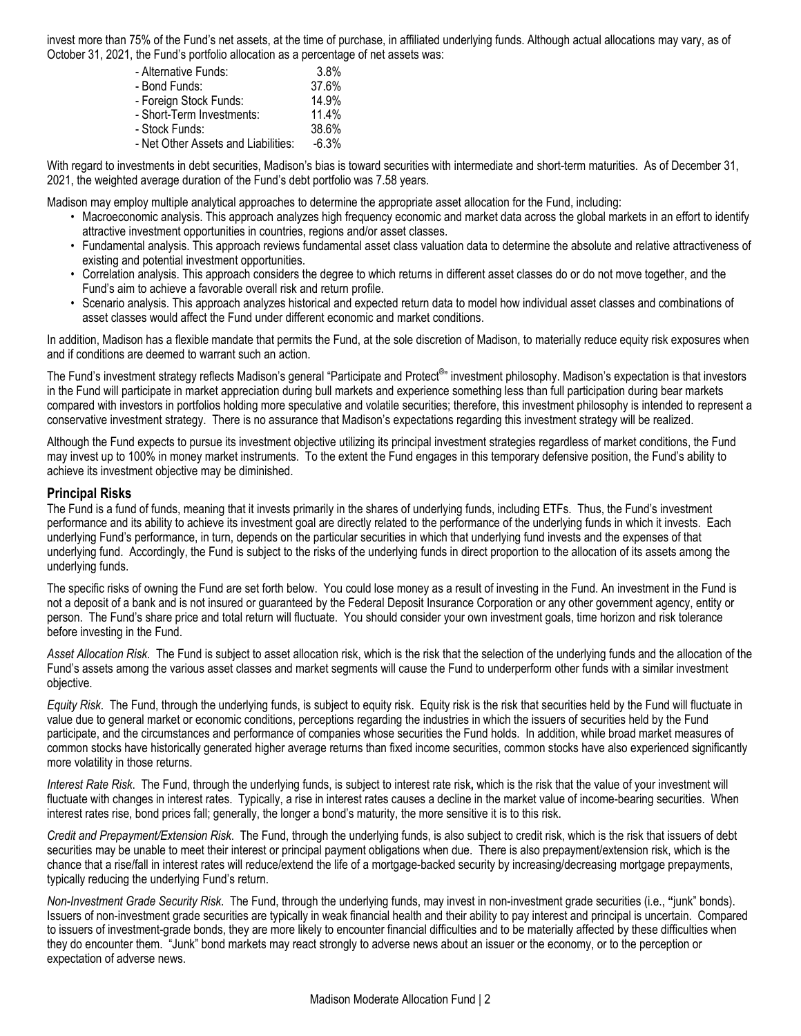invest more than 75% of the Fund's net assets, at the time of purchase, in affiliated underlying funds. Although actual allocations may vary, as of October 31, 2021, the Fund's portfolio allocation as a percentage of net assets was:

| | |
|---|---|
| - Alternative Funds: | 3.8% |
| - Bond Funds: | 37.6% |
| - Foreign Stock Funds: | 14.9% |
| - Short-Term Investments: | 11.4% |
| - Stock Funds: | 38.6% |
| - Net Other Assets and Liabilities: | -6.3% |

With regard to investments in debt securities, Madison's bias is toward securities with intermediate and short-term maturities. As of December 31, 2021, the weighted average duration of the Fund's debt portfolio was 7.58 years.

Madison may employ multiple analytical approaches to determine the appropriate asset allocation for the Fund, including:

- Macroeconomic analysis. This approach analyzes high frequency economic and market data across the global markets in an effort to identify attractive investment opportunities in countries, regions and/or asset classes.
- Fundamental analysis. This approach reviews fundamental asset class valuation data to determine the absolute and relative attractiveness of existing and potential investment opportunities.
- Correlation analysis. This approach considers the degree to which returns in different asset classes do or do not move together, and the Fund's aim to achieve a favorable overall risk and return profile.
- Scenario analysis. This approach analyzes historical and expected return data to model how individual asset classes and combinations of asset classes would affect the Fund under different economic and market conditions.

In addition, Madison has a flexible mandate that permits the Fund, at the sole discretion of Madison, to materially reduce equity risk exposures when and if conditions are deemed to warrant such an action.

The Fund's investment strategy reflects Madison's general "Participate and Protect®" investment philosophy. Madison's expectation is that investors in the Fund will participate in market appreciation during bull markets and experience something less than full participation during bear markets compared with investors in portfolios holding more speculative and volatile securities; therefore, this investment philosophy is intended to represent a conservative investment strategy. There is no assurance that Madison's expectations regarding this investment strategy will be realized.

Although the Fund expects to pursue its investment objective utilizing its principal investment strategies regardless of market conditions, the Fund may invest up to 100% in money market instruments. To the extent the Fund engages in this temporary defensive position, the Fund's ability to achieve its investment objective may be diminished.

## Principal Risks

The Fund is a fund of funds, meaning that it invests primarily in the shares of underlying funds, including ETFs. Thus, the Fund's investment performance and its ability to achieve its investment goal are directly related to the performance of the underlying funds in which it invests. Each underlying Fund's performance, in turn, depends on the particular securities in which that underlying fund invests and the expenses of that underlying fund. Accordingly, the Fund is subject to the risks of the underlying funds in direct proportion to the allocation of its assets among the underlying funds.

The specific risks of owning the Fund are set forth below. You could lose money as a result of investing in the Fund. An investment in the Fund is not a deposit of a bank and is not insured or guaranteed by the Federal Deposit Insurance Corporation or any other government agency, entity or person. The Fund's share price and total return will fluctuate. You should consider your own investment goals, time horizon and risk tolerance before investing in the Fund.

*Asset Allocation Risk*. The Fund is subject to asset allocation risk, which is the risk that the selection of the underlying funds and the allocation of the Fund's assets among the various asset classes and market segments will cause the Fund to underperform other funds with a similar investment objective.

*Equity Risk*. The Fund, through the underlying funds, is subject to equity risk. Equity risk is the risk that securities held by the Fund will fluctuate in value due to general market or economic conditions, perceptions regarding the industries in which the issuers of securities held by the Fund participate, and the circumstances and performance of companies whose securities the Fund holds. In addition, while broad market measures of common stocks have historically generated higher average returns than fixed income securities, common stocks have also experienced significantly more volatility in those returns.

*Interest Rate Risk*. The Fund, through the underlying funds, is subject to interest rate risk**,** which is the risk that the value of your investment will fluctuate with changes in interest rates. Typically, a rise in interest rates causes a decline in the market value of income-bearing securities. When interest rates rise, bond prices fall; generally, the longer a bond's maturity, the more sensitive it is to this risk.

*Credit and Prepayment/Extension Risk*. The Fund, through the underlying funds, is also subject to credit risk, which is the risk that issuers of debt securities may be unable to meet their interest or principal payment obligations when due. There is also prepayment/extension risk, which is the chance that a rise/fall in interest rates will reduce/extend the life of a mortgage-backed security by increasing/decreasing mortgage prepayments, typically reducing the underlying Fund's return.

*Non-Investment Grade Security Risk*. The Fund, through the underlying funds, may invest in non-investment grade securities (i.e., "junk" bonds). Issuers of non-investment grade securities are typically in weak financial health and their ability to pay interest and principal is uncertain. Compared to issuers of investment-grade bonds, they are more likely to encounter financial difficulties and to be materially affected by these difficulties when they do encounter them. "Junk" bond markets may react strongly to adverse news about an issuer or the economy, or to the perception or expectation of adverse news.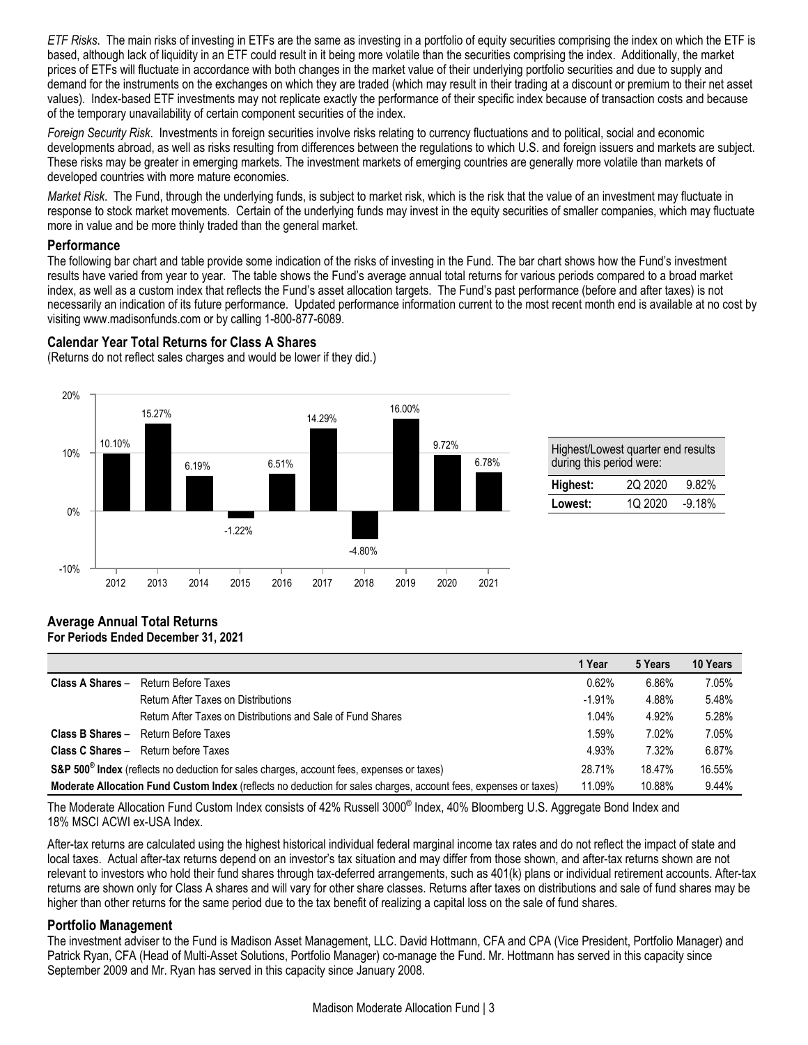*ETF Risks*. The main risks of investing in ETFs are the same as investing in a portfolio of equity securities comprising the index on which the ETF is based, although lack of liquidity in an ETF could result in it being more volatile than the securities comprising the index. Additionally, the market prices of ETFs will fluctuate in accordance with both changes in the market value of their underlying portfolio securities and due to supply and demand for the instruments on the exchanges on which they are traded (which may result in their trading at a discount or premium to their net asset values). Index-based ETF investments may not replicate exactly the performance of their specific index because of transaction costs and because of the temporary unavailability of certain component securities of the index.

*Foreign Security Risk*. Investments in foreign securities involve risks relating to currency fluctuations and to political, social and economic developments abroad, as well as risks resulting from differences between the regulations to which U.S. and foreign issuers and markets are subject. These risks may be greater in emerging markets. The investment markets of emerging countries are generally more volatile than markets of developed countries with more mature economies.

*Market Risk*. The Fund, through the underlying funds, is subject to market risk, which is the risk that the value of an investment may fluctuate in response to stock market movements. Certain of the underlying funds may invest in the equity securities of smaller companies, which may fluctuate more in value and be more thinly traded than the general market.

## Performance

The following bar chart and table provide some indication of the risks of investing in the Fund. The bar chart shows how the Fund's investment results have varied from year to year. The table shows the Fund's average annual total returns for various periods compared to a broad market index, as well as a custom index that reflects the Fund's asset allocation targets. The Fund's past performance (before and after taxes) is not necessarily an indication of its future performance. Updated performance information current to the most recent month end is available at no cost by visiting www.madisonfunds.com or by calling 1-800-877-6089.

### Calendar Year Total Returns for Class A Shares

(Returns do not reflect sales charges and would be lower if they did.)

20%
10%
0%
-10%

10.10%
15.27%
6.19%
-1.22%
6.51%
14.29%
-4.80%
16.00%
9.72%
6.78%

2012 2013 2014 2015 2016 2017 2018 2019 2020 2021

| Highest/Lowest quarter end results during this period were: | | |
|---|---|---|
| **Highest:** | 2Q 2020 | 9.82% |
| **Lowest:** | 1Q 2020 | -9.18% |

### Average Annual Total Returns
**For Periods Ended December 31, 2021**

| | | 1 Year | 5 Years | 10 Years |
|---|---|---|---|---|
| **Class A Shares –** | Return Before Taxes | 0.62% | 6.86% | 7.05% |
| | Return After Taxes on Distributions | -1.91% | 4.88% | 5.48% |
| | Return After Taxes on Distributions and Sale of Fund Shares | 1.04% | 4.92% | 5.28% |
| **Class B Shares –** | Return Before Taxes | 1.59% | 7.02% | 7.05% |
| **Class C Shares –** | Return before Taxes | 4.93% | 7.32% | 6.87% |
| **S&P 500® Index** (reflects no deduction for sales charges, account fees, expenses or taxes) | | 28.71% | 18.47% | 16.55% |
| **Moderate Allocation Fund Custom Index** (reflects no deduction for sales charges, account fees, expenses or taxes) | | 11.09% | 10.88% | 9.44% |

The Moderate Allocation Fund Custom Index consists of 42% Russell 3000® Index, 40% Bloomberg U.S. Aggregate Bond Index and 18% MSCI ACWI ex-USA Index.

After-tax returns are calculated using the highest historical individual federal marginal income tax rates and do not reflect the impact of state and local taxes. Actual after-tax returns depend on an investor's tax situation and may differ from those shown, and after-tax returns shown are not relevant to investors who hold their fund shares through tax-deferred arrangements, such as 401(k) plans or individual retirement accounts. After-tax returns are shown only for Class A shares and will vary for other share classes. Returns after taxes on distributions and sale of fund shares may be higher than other returns for the same period due to the tax benefit of realizing a capital loss on the sale of fund shares.

## Portfolio Management

The investment adviser to the Fund is Madison Asset Management, LLC. David Hottmann, CFA and CPA (Vice President, Portfolio Manager) and Patrick Ryan, CFA (Head of Multi-Asset Solutions, Portfolio Manager) co-manage the Fund. Mr. Hottmann has served in this capacity since September 2009 and Mr. Ryan has served in this capacity since January 2008.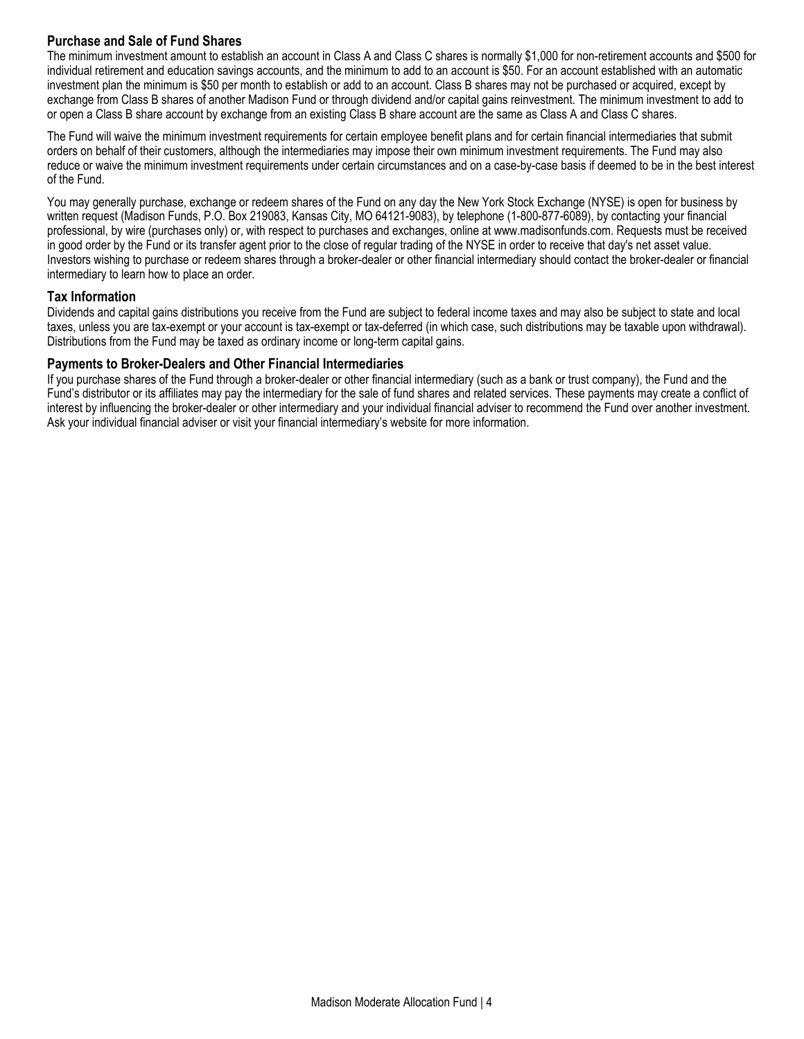### Purchase and Sale of Fund Shares

The minimum investment amount to establish an account in Class A and Class C shares is normally $1,000 for non-retirement accounts and $500 for individual retirement and education savings accounts, and the minimum to add to an account is $50. For an account established with an automatic investment plan the minimum is $50 per month to establish or add to an account. Class B shares may not be purchased or acquired, except by exchange from Class B shares of another Madison Fund or through dividend and/or capital gains reinvestment. The minimum investment to add to or open a Class B share account by exchange from an existing Class B share account are the same as Class A and Class C shares.

The Fund will waive the minimum investment requirements for certain employee benefit plans and for certain financial intermediaries that submit orders on behalf of their customers, although the intermediaries may impose their own minimum investment requirements. The Fund may also reduce or waive the minimum investment requirements under certain circumstances and on a case-by-case basis if deemed to be in the best interest of the Fund.

You may generally purchase, exchange or redeem shares of the Fund on any day the New York Stock Exchange (NYSE) is open for business by written request (Madison Funds, P.O. Box 219083, Kansas City, MO 64121-9083), by telephone (1-800-877-6089), by contacting your financial professional, by wire (purchases only) or, with respect to purchases and exchanges, online at www.madisonfunds.com. Requests must be received in good order by the Fund or its transfer agent prior to the close of regular trading of the NYSE in order to receive that day's net asset value. Investors wishing to purchase or redeem shares through a broker-dealer or other financial intermediary should contact the broker-dealer or financial intermediary to learn how to place an order.

### Tax Information

Dividends and capital gains distributions you receive from the Fund are subject to federal income taxes and may also be subject to state and local taxes, unless you are tax-exempt or your account is tax-exempt or tax-deferred (in which case, such distributions may be taxable upon withdrawal). Distributions from the Fund may be taxed as ordinary income or long-term capital gains.

### Payments to Broker-Dealers and Other Financial Intermediaries

If you purchase shares of the Fund through a broker-dealer or other financial intermediary (such as a bank or trust company), the Fund and the Fund's distributor or its affiliates may pay the intermediary for the sale of fund shares and related services. These payments may create a conflict of interest by influencing the broker-dealer or other intermediary and your individual financial adviser to recommend the Fund over another investment. Ask your individual financial adviser or visit your financial intermediary's website for more information.